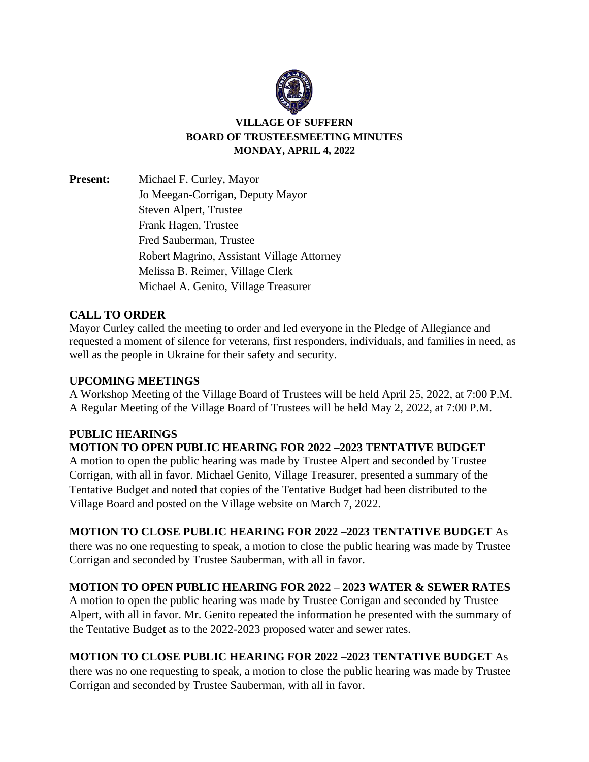**VILLAGE OF SUFFERN**
**BOARD OF TRUSTEESMEETING MINUTES**
**MONDAY, APRIL 4, 2022**

**Present:** Michael F. Curley, Mayor
Jo Meegan-Corrigan, Deputy Mayor
Steven Alpert, Trustee
Frank Hagen, Trustee
Fred Sauberman, Trustee
Robert Magrino, Assistant Village Attorney
Melissa B. Reimer, Village Clerk
Michael A. Genito, Village Treasurer

## CALL TO ORDER

Mayor Curley called the meeting to order and led everyone in the Pledge of Allegiance and requested a moment of silence for veterans, first responders, individuals, and families in need, as well as the people in Ukraine for their safety and security.

## UPCOMING MEETINGS

A Workshop Meeting of the Village Board of Trustees will be held April 25, 2022, at 7:00 P.M.
A Regular Meeting of the Village Board of Trustees will be held May 2, 2022, at 7:00 P.M.

## PUBLIC HEARINGS

**MOTION TO OPEN PUBLIC HEARING FOR 2022 –2023 TENTATIVE BUDGET**
A motion to open the public hearing was made by Trustee Alpert and seconded by Trustee Corrigan, with all in favor. Michael Genito, Village Treasurer, presented a summary of the Tentative Budget and noted that copies of the Tentative Budget had been distributed to the Village Board and posted on the Village website on March 7, 2022.

**MOTION TO CLOSE PUBLIC HEARING FOR 2022 –2023 TENTATIVE BUDGET** As there was no one requesting to speak, a motion to close the public hearing was made by Trustee Corrigan and seconded by Trustee Sauberman, with all in favor.

**MOTION TO OPEN PUBLIC HEARING FOR 2022 – 2023 WATER & SEWER RATES**
A motion to open the public hearing was made by Trustee Corrigan and seconded by Trustee Alpert, with all in favor. Mr. Genito repeated the information he presented with the summary of the Tentative Budget as to the 2022-2023 proposed water and sewer rates.

**MOTION TO CLOSE PUBLIC HEARING FOR 2022 –2023 TENTATIVE BUDGET** As there was no one requesting to speak, a motion to close the public hearing was made by Trustee Corrigan and seconded by Trustee Sauberman, with all in favor.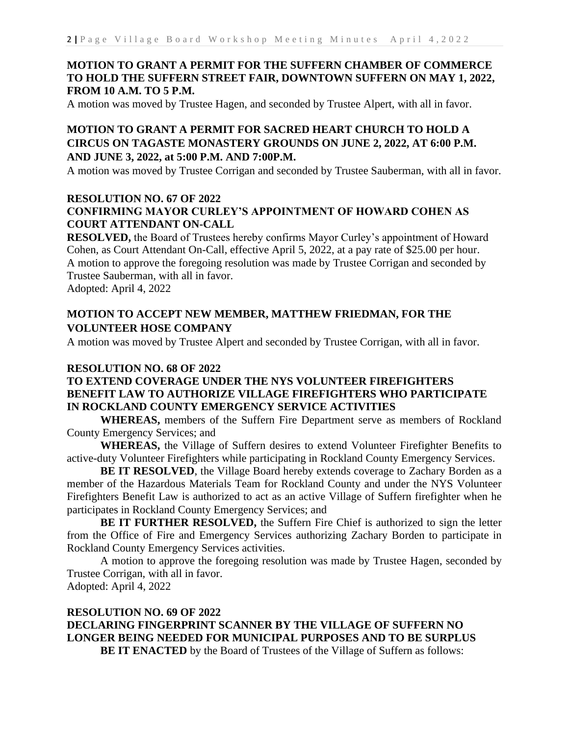**MOTION TO GRANT A PERMIT FOR THE SUFFERN CHAMBER OF COMMERCE TO HOLD THE SUFFERN STREET FAIR, DOWNTOWN SUFFERN ON MAY 1, 2022, FROM 10 A.M. TO 5 P.M.**

A motion was moved by Trustee Hagen, and seconded by Trustee Alpert, with all in favor.

**MOTION TO GRANT A PERMIT FOR SACRED HEART CHURCH TO HOLD A CIRCUS ON TAGASTE MONASTERY GROUNDS ON JUNE 2, 2022, AT 6:00 P.M. AND JUNE 3, 2022, at 5:00 P.M. AND 7:00P.M.**

A motion was moved by Trustee Corrigan and seconded by Trustee Sauberman, with all in favor.

**RESOLUTION NO. 67 OF 2022**
**CONFIRMING MAYOR CURLEY'S APPOINTMENT OF HOWARD COHEN AS COURT ATTENDANT ON-CALL**

**RESOLVED,** the Board of Trustees hereby confirms Mayor Curley's appointment of Howard Cohen, as Court Attendant On-Call, effective April 5, 2022, at a pay rate of $25.00 per hour.
A motion to approve the foregoing resolution was made by Trustee Corrigan and seconded by Trustee Sauberman, with all in favor.
Adopted: April 4, 2022

**MOTION TO ACCEPT NEW MEMBER, MATTHEW FRIEDMAN, FOR THE VOLUNTEER HOSE COMPANY**

A motion was moved by Trustee Alpert and seconded by Trustee Corrigan, with all in favor.

**RESOLUTION NO. 68 OF 2022**
**TO EXTEND COVERAGE UNDER THE NYS VOLUNTEER FIREFIGHTERS BENEFIT LAW TO AUTHORIZE VILLAGE FIREFIGHTERS WHO PARTICIPATE IN ROCKLAND COUNTY EMERGENCY SERVICE ACTIVITIES**

**WHEREAS,** members of the Suffern Fire Department serve as members of Rockland County Emergency Services; and

**WHEREAS,** the Village of Suffern desires to extend Volunteer Firefighter Benefits to active-duty Volunteer Firefighters while participating in Rockland County Emergency Services.

**BE IT RESOLVED**, the Village Board hereby extends coverage to Zachary Borden as a member of the Hazardous Materials Team for Rockland County and under the NYS Volunteer Firefighters Benefit Law is authorized to act as an active Village of Suffern firefighter when he participates in Rockland County Emergency Services; and

**BE IT FURTHER RESOLVED,** the Suffern Fire Chief is authorized to sign the letter from the Office of Fire and Emergency Services authorizing Zachary Borden to participate in Rockland County Emergency Services activities.

A motion to approve the foregoing resolution was made by Trustee Hagen, seconded by Trustee Corrigan, with all in favor.
Adopted: April 4, 2022

**RESOLUTION NO. 69 OF 2022**
**DECLARING FINGERPRINT SCANNER BY THE VILLAGE OF SUFFERN NO LONGER BEING NEEDED FOR MUNICIPAL PURPOSES AND TO BE SURPLUS**

**BE IT ENACTED** by the Board of Trustees of the Village of Suffern as follows: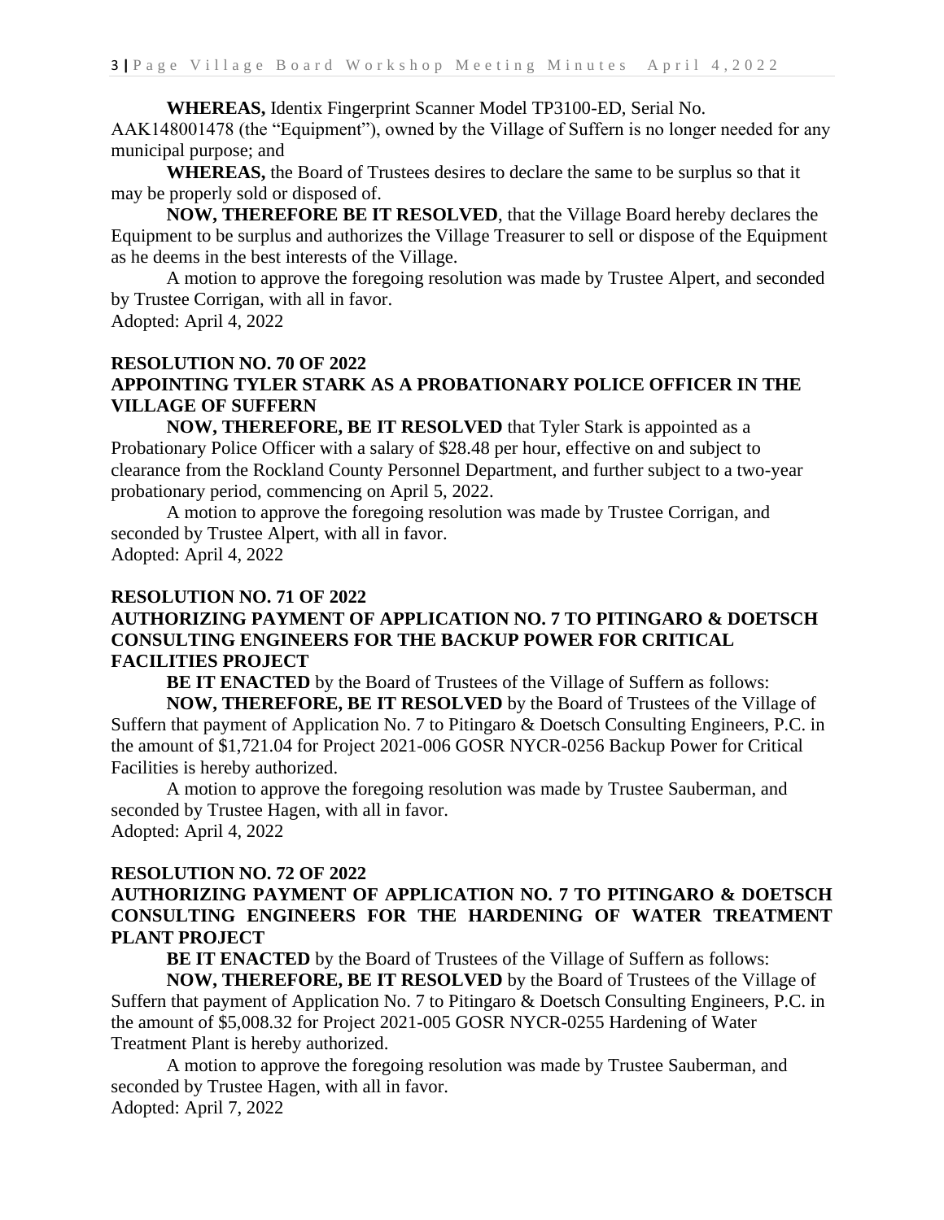**WHEREAS,** Identix Fingerprint Scanner Model TP3100-ED, Serial No. AAK148001478 (the "Equipment"), owned by the Village of Suffern is no longer needed for any municipal purpose; and

**WHEREAS,** the Board of Trustees desires to declare the same to be surplus so that it may be properly sold or disposed of.

**NOW, THEREFORE BE IT RESOLVED**, that the Village Board hereby declares the Equipment to be surplus and authorizes the Village Treasurer to sell or dispose of the Equipment as he deems in the best interests of the Village.

A motion to approve the foregoing resolution was made by Trustee Alpert, and seconded by Trustee Corrigan, with all in favor.

Adopted: April 4, 2022

**RESOLUTION NO. 70 OF 2022**

**APPOINTING TYLER STARK AS A PROBATIONARY POLICE OFFICER IN THE VILLAGE OF SUFFERN**

**NOW, THEREFORE, BE IT RESOLVED** that Tyler Stark is appointed as a Probationary Police Officer with a salary of $28.48 per hour, effective on and subject to clearance from the Rockland County Personnel Department, and further subject to a two-year probationary period, commencing on April 5, 2022.

A motion to approve the foregoing resolution was made by Trustee Corrigan, and seconded by Trustee Alpert, with all in favor.

Adopted: April 4, 2022

**RESOLUTION NO. 71 OF 2022**

**AUTHORIZING PAYMENT OF APPLICATION NO. 7 TO PITINGARO & DOETSCH CONSULTING ENGINEERS FOR THE BACKUP POWER FOR CRITICAL FACILITIES PROJECT**

**BE IT ENACTED** by the Board of Trustees of the Village of Suffern as follows:

**NOW, THEREFORE, BE IT RESOLVED** by the Board of Trustees of the Village of Suffern that payment of Application No. 7 to Pitingaro & Doetsch Consulting Engineers, P.C. in the amount of $1,721.04 for Project 2021-006 GOSR NYCR-0256 Backup Power for Critical Facilities is hereby authorized.

A motion to approve the foregoing resolution was made by Trustee Sauberman, and seconded by Trustee Hagen, with all in favor.

Adopted: April 4, 2022

**RESOLUTION NO. 72 OF 2022**

**AUTHORIZING PAYMENT OF APPLICATION NO. 7 TO PITINGARO & DOETSCH CONSULTING ENGINEERS FOR THE HARDENING OF WATER TREATMENT PLANT PROJECT**

**BE IT ENACTED** by the Board of Trustees of the Village of Suffern as follows:

**NOW, THEREFORE, BE IT RESOLVED** by the Board of Trustees of the Village of Suffern that payment of Application No. 7 to Pitingaro & Doetsch Consulting Engineers, P.C. in the amount of $5,008.32 for Project 2021-005 GOSR NYCR-0255 Hardening of Water Treatment Plant is hereby authorized.

A motion to approve the foregoing resolution was made by Trustee Sauberman, and seconded by Trustee Hagen, with all in favor.

Adopted: April 7, 2022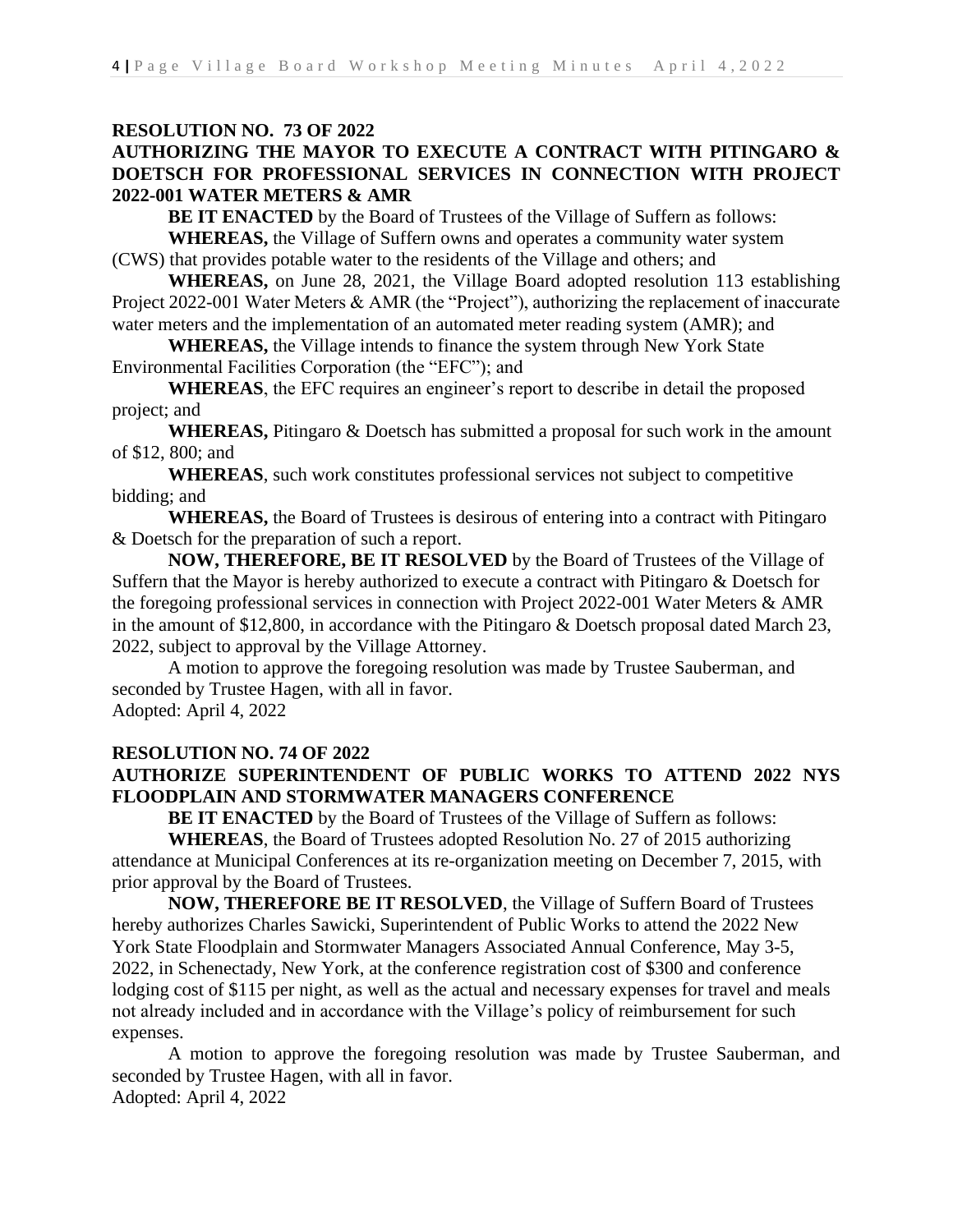**RESOLUTION NO. 73 OF 2022**

**AUTHORIZING THE MAYOR TO EXECUTE A CONTRACT WITH PITINGARO & DOETSCH FOR PROFESSIONAL SERVICES IN CONNECTION WITH PROJECT 2022-001 WATER METERS & AMR**

**BE IT ENACTED** by the Board of Trustees of the Village of Suffern as follows:

**WHEREAS,** the Village of Suffern owns and operates a community water system (CWS) that provides potable water to the residents of the Village and others; and

**WHEREAS,** on June 28, 2021, the Village Board adopted resolution 113 establishing Project 2022-001 Water Meters & AMR (the "Project"), authorizing the replacement of inaccurate water meters and the implementation of an automated meter reading system (AMR); and

**WHEREAS,** the Village intends to finance the system through New York State Environmental Facilities Corporation (the "EFC"); and

**WHEREAS**, the EFC requires an engineer's report to describe in detail the proposed project; and

**WHEREAS,** Pitingaro & Doetsch has submitted a proposal for such work in the amount of $12, 800; and

**WHEREAS**, such work constitutes professional services not subject to competitive bidding; and

**WHEREAS,** the Board of Trustees is desirous of entering into a contract with Pitingaro & Doetsch for the preparation of such a report.

**NOW, THEREFORE, BE IT RESOLVED** by the Board of Trustees of the Village of Suffern that the Mayor is hereby authorized to execute a contract with Pitingaro & Doetsch for the foregoing professional services in connection with Project 2022-001 Water Meters & AMR in the amount of $12,800, in accordance with the Pitingaro & Doetsch proposal dated March 23, 2022, subject to approval by the Village Attorney.

A motion to approve the foregoing resolution was made by Trustee Sauberman, and seconded by Trustee Hagen, with all in favor.

Adopted: April 4, 2022

**RESOLUTION NO. 74 OF 2022**

**AUTHORIZE SUPERINTENDENT OF PUBLIC WORKS TO ATTEND 2022 NYS FLOODPLAIN AND STORMWATER MANAGERS CONFERENCE**

**BE IT ENACTED** by the Board of Trustees of the Village of Suffern as follows:

**WHEREAS**, the Board of Trustees adopted Resolution No. 27 of 2015 authorizing attendance at Municipal Conferences at its re-organization meeting on December 7, 2015, with prior approval by the Board of Trustees.

**NOW, THEREFORE BE IT RESOLVED**, the Village of Suffern Board of Trustees hereby authorizes Charles Sawicki, Superintendent of Public Works to attend the 2022 New York State Floodplain and Stormwater Managers Associated Annual Conference, May 3-5, 2022, in Schenectady, New York, at the conference registration cost of $300 and conference lodging cost of $115 per night, as well as the actual and necessary expenses for travel and meals not already included and in accordance with the Village's policy of reimbursement for such expenses.

A motion to approve the foregoing resolution was made by Trustee Sauberman, and seconded by Trustee Hagen, with all in favor.

Adopted: April 4, 2022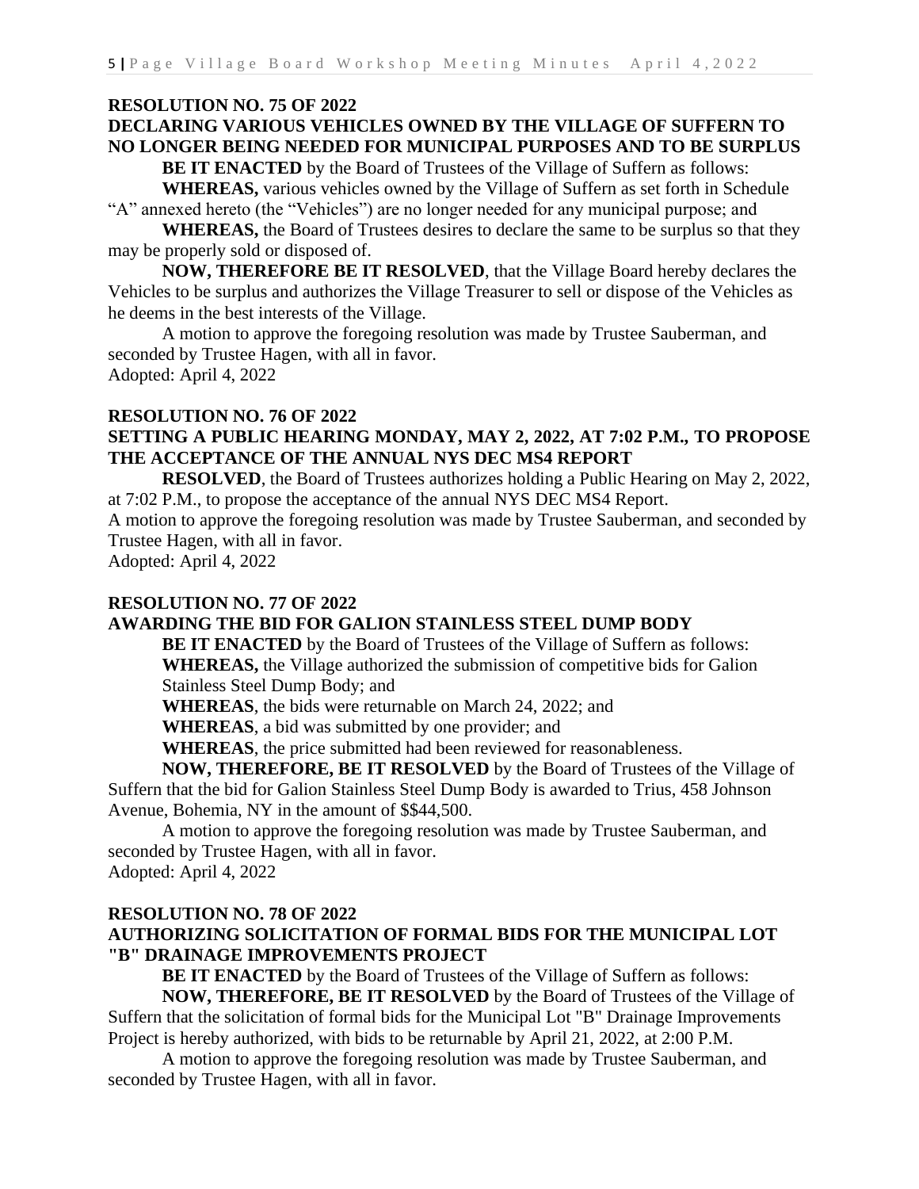**RESOLUTION NO. 75 OF 2022**

**DECLARING VARIOUS VEHICLES OWNED BY THE VILLAGE OF SUFFERN TO NO LONGER BEING NEEDED FOR MUNICIPAL PURPOSES AND TO BE SURPLUS**

**BE IT ENACTED** by the Board of Trustees of the Village of Suffern as follows:

**WHEREAS,** various vehicles owned by the Village of Suffern as set forth in Schedule "A" annexed hereto (the "Vehicles") are no longer needed for any municipal purpose; and

**WHEREAS,** the Board of Trustees desires to declare the same to be surplus so that they may be properly sold or disposed of.

**NOW, THEREFORE BE IT RESOLVED**, that the Village Board hereby declares the Vehicles to be surplus and authorizes the Village Treasurer to sell or dispose of the Vehicles as he deems in the best interests of the Village.

A motion to approve the foregoing resolution was made by Trustee Sauberman, and seconded by Trustee Hagen, with all in favor.

Adopted: April 4, 2022

**RESOLUTION NO. 76 OF 2022**

**SETTING A PUBLIC HEARING MONDAY, MAY 2, 2022, AT 7:02 P.M., TO PROPOSE THE ACCEPTANCE OF THE ANNUAL NYS DEC MS4 REPORT**

**RESOLVED**, the Board of Trustees authorizes holding a Public Hearing on May 2, 2022, at 7:02 P.M., to propose the acceptance of the annual NYS DEC MS4 Report.

A motion to approve the foregoing resolution was made by Trustee Sauberman, and seconded by Trustee Hagen, with all in favor.

Adopted: April 4, 2022

**RESOLUTION NO. 77 OF 2022**

**AWARDING THE BID FOR GALION STAINLESS STEEL DUMP BODY**

**BE IT ENACTED** by the Board of Trustees of the Village of Suffern as follows:

**WHEREAS,** the Village authorized the submission of competitive bids for Galion Stainless Steel Dump Body; and

**WHEREAS**, the bids were returnable on March 24, 2022; and

**WHEREAS**, a bid was submitted by one provider; and

**WHEREAS**, the price submitted had been reviewed for reasonableness.

**NOW, THEREFORE, BE IT RESOLVED** by the Board of Trustees of the Village of Suffern that the bid for Galion Stainless Steel Dump Body is awarded to Trius, 458 Johnson Avenue, Bohemia, NY in the amount of $$44,500.

A motion to approve the foregoing resolution was made by Trustee Sauberman, and seconded by Trustee Hagen, with all in favor.

Adopted: April 4, 2022

**RESOLUTION NO. 78 OF 2022**

**AUTHORIZING SOLICITATION OF FORMAL BIDS FOR THE MUNICIPAL LOT "B" DRAINAGE IMPROVEMENTS PROJECT**

**BE IT ENACTED** by the Board of Trustees of the Village of Suffern as follows:

**NOW, THEREFORE, BE IT RESOLVED** by the Board of Trustees of the Village of Suffern that the solicitation of formal bids for the Municipal Lot "B" Drainage Improvements Project is hereby authorized, with bids to be returnable by April 21, 2022, at 2:00 P.M.

A motion to approve the foregoing resolution was made by Trustee Sauberman, and seconded by Trustee Hagen, with all in favor.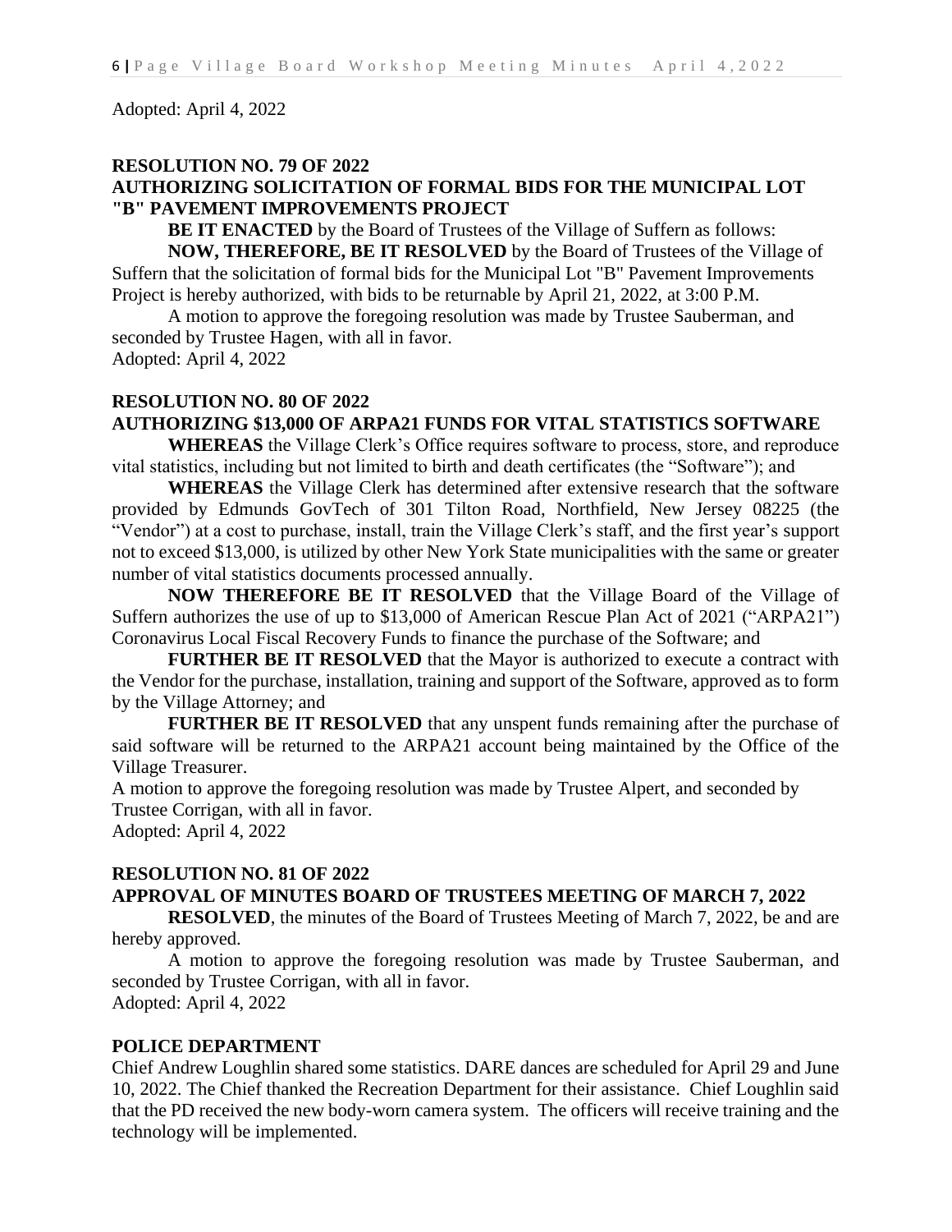Adopted: April 4, 2022

**RESOLUTION NO. 79 OF 2022**
**AUTHORIZING SOLICITATION OF FORMAL BIDS FOR THE MUNICIPAL LOT "B" PAVEMENT IMPROVEMENTS PROJECT**

**BE IT ENACTED** by the Board of Trustees of the Village of Suffern as follows:

**NOW, THEREFORE, BE IT RESOLVED** by the Board of Trustees of the Village of Suffern that the solicitation of formal bids for the Municipal Lot "B" Pavement Improvements Project is hereby authorized, with bids to be returnable by April 21, 2022, at 3:00 P.M.

A motion to approve the foregoing resolution was made by Trustee Sauberman, and seconded by Trustee Hagen, with all in favor.
Adopted: April 4, 2022

**RESOLUTION NO. 80 OF 2022**
**AUTHORIZING $13,000 OF ARPA21 FUNDS FOR VITAL STATISTICS SOFTWARE**

**WHEREAS** the Village Clerk's Office requires software to process, store, and reproduce vital statistics, including but not limited to birth and death certificates (the "Software"); and

**WHEREAS** the Village Clerk has determined after extensive research that the software provided by Edmunds GovTech of 301 Tilton Road, Northfield, New Jersey 08225 (the "Vendor") at a cost to purchase, install, train the Village Clerk's staff, and the first year's support not to exceed $13,000, is utilized by other New York State municipalities with the same or greater number of vital statistics documents processed annually.

**NOW THEREFORE BE IT RESOLVED** that the Village Board of the Village of Suffern authorizes the use of up to $13,000 of American Rescue Plan Act of 2021 ("ARPA21") Coronavirus Local Fiscal Recovery Funds to finance the purchase of the Software; and

**FURTHER BE IT RESOLVED** that the Mayor is authorized to execute a contract with the Vendor for the purchase, installation, training and support of the Software, approved as to form by the Village Attorney; and

**FURTHER BE IT RESOLVED** that any unspent funds remaining after the purchase of said software will be returned to the ARPA21 account being maintained by the Office of the Village Treasurer.

A motion to approve the foregoing resolution was made by Trustee Alpert, and seconded by Trustee Corrigan, with all in favor.
Adopted: April 4, 2022

**RESOLUTION NO. 81 OF 2022**
**APPROVAL OF MINUTES BOARD OF TRUSTEES MEETING OF MARCH 7, 2022**

**RESOLVED**, the minutes of the Board of Trustees Meeting of March 7, 2022, be and are hereby approved.

A motion to approve the foregoing resolution was made by Trustee Sauberman, and seconded by Trustee Corrigan, with all in favor.
Adopted: April 4, 2022

**POLICE DEPARTMENT**

Chief Andrew Loughlin shared some statistics. DARE dances are scheduled for April 29 and June 10, 2022. The Chief thanked the Recreation Department for their assistance. Chief Loughlin said that the PD received the new body-worn camera system. The officers will receive training and the technology will be implemented.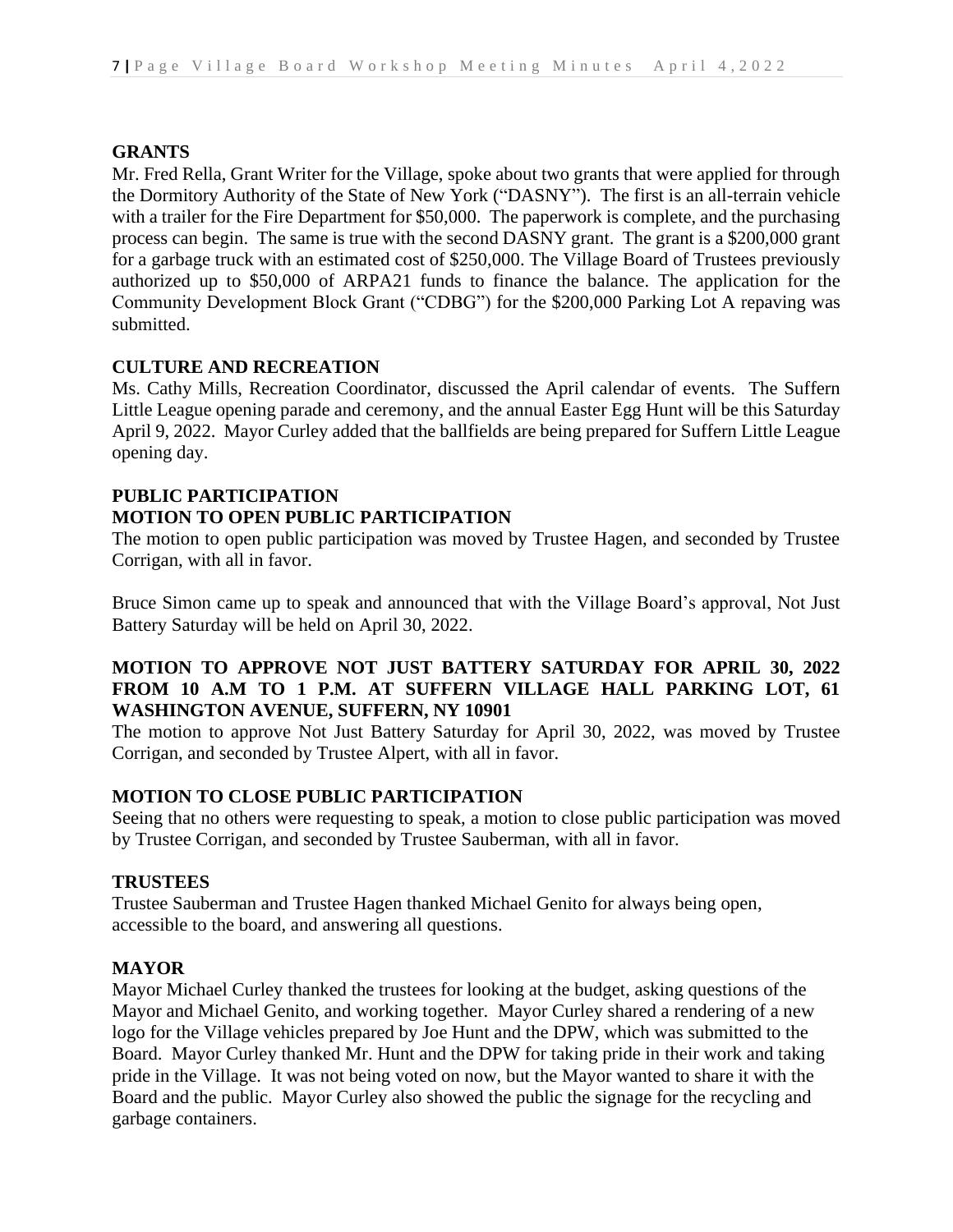**GRANTS**

Mr. Fred Rella, Grant Writer for the Village, spoke about two grants that were applied for through the Dormitory Authority of the State of New York ("DASNY"). The first is an all-terrain vehicle with a trailer for the Fire Department for $50,000. The paperwork is complete, and the purchasing process can begin. The same is true with the second DASNY grant. The grant is a $200,000 grant for a garbage truck with an estimated cost of $250,000. The Village Board of Trustees previously authorized up to $50,000 of ARPA21 funds to finance the balance. The application for the Community Development Block Grant ("CDBG") for the $200,000 Parking Lot A repaving was submitted.

**CULTURE AND RECREATION**

Ms. Cathy Mills, Recreation Coordinator, discussed the April calendar of events. The Suffern Little League opening parade and ceremony, and the annual Easter Egg Hunt will be this Saturday April 9, 2022. Mayor Curley added that the ballfields are being prepared for Suffern Little League opening day.

**PUBLIC PARTICIPATION**

**MOTION TO OPEN PUBLIC PARTICIPATION**

The motion to open public participation was moved by Trustee Hagen, and seconded by Trustee Corrigan, with all in favor.

Bruce Simon came up to speak and announced that with the Village Board's approval, Not Just Battery Saturday will be held on April 30, 2022.

**MOTION TO APPROVE NOT JUST BATTERY SATURDAY FOR APRIL 30, 2022 FROM 10 A.M TO 1 P.M. AT SUFFERN VILLAGE HALL PARKING LOT, 61 WASHINGTON AVENUE, SUFFERN, NY 10901**

The motion to approve Not Just Battery Saturday for April 30, 2022, was moved by Trustee Corrigan, and seconded by Trustee Alpert, with all in favor.

**MOTION TO CLOSE PUBLIC PARTICIPATION**

Seeing that no others were requesting to speak, a motion to close public participation was moved by Trustee Corrigan, and seconded by Trustee Sauberman, with all in favor.

**TRUSTEES**

Trustee Sauberman and Trustee Hagen thanked Michael Genito for always being open, accessible to the board, and answering all questions.

**MAYOR**

Mayor Michael Curley thanked the trustees for looking at the budget, asking questions of the Mayor and Michael Genito, and working together. Mayor Curley shared a rendering of a new logo for the Village vehicles prepared by Joe Hunt and the DPW, which was submitted to the Board. Mayor Curley thanked Mr. Hunt and the DPW for taking pride in their work and taking pride in the Village. It was not being voted on now, but the Mayor wanted to share it with the Board and the public. Mayor Curley also showed the public the signage for the recycling and garbage containers.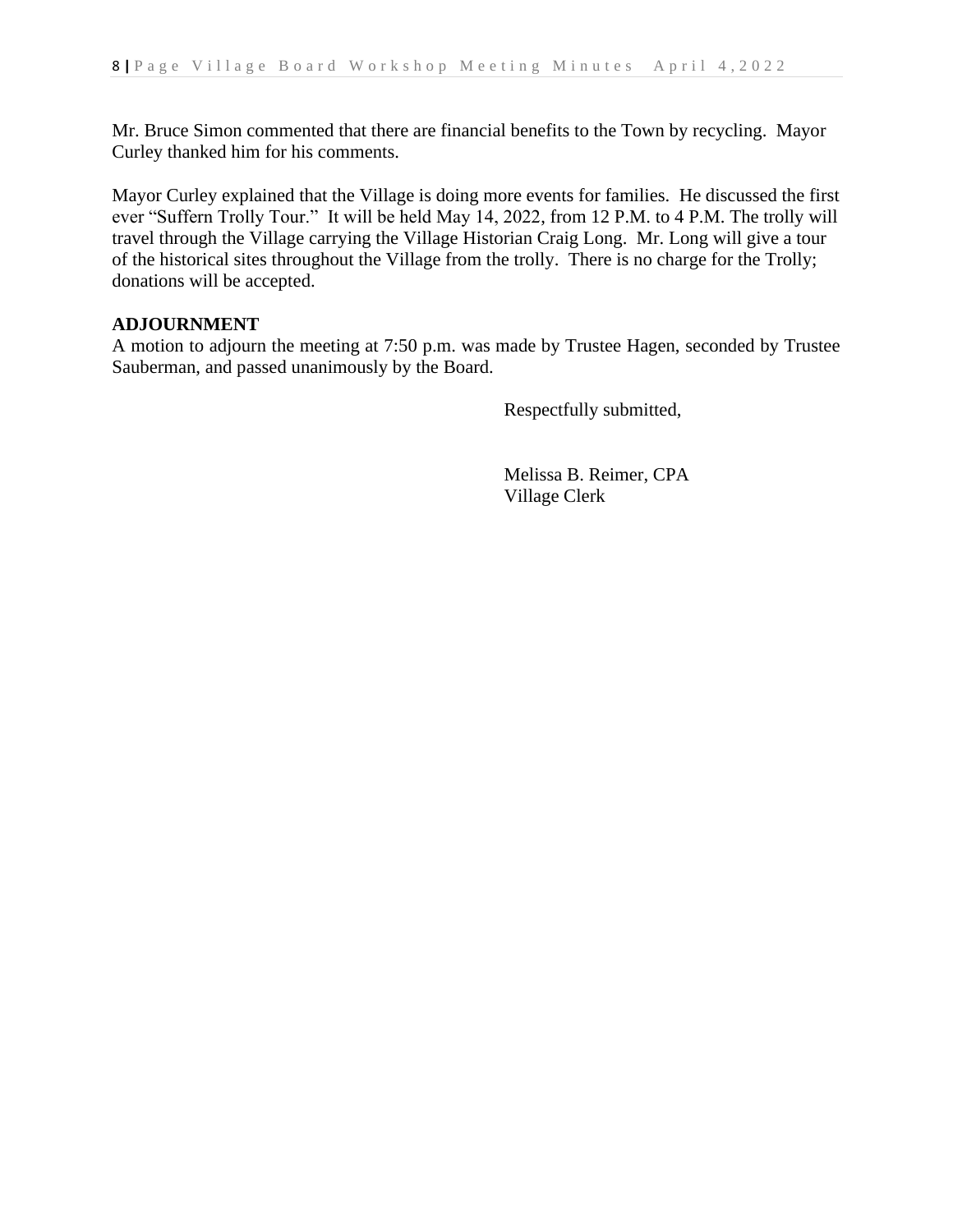Mr. Bruce Simon commented that there are financial benefits to the Town by recycling. Mayor Curley thanked him for his comments.

Mayor Curley explained that the Village is doing more events for families. He discussed the first ever "Suffern Trolly Tour." It will be held May 14, 2022, from 12 P.M. to 4 P.M. The trolly will travel through the Village carrying the Village Historian Craig Long. Mr. Long will give a tour of the historical sites throughout the Village from the trolly. There is no charge for the Trolly; donations will be accepted.

**ADJOURNMENT**

A motion to adjourn the meeting at 7:50 p.m. was made by Trustee Hagen, seconded by Trustee Sauberman, and passed unanimously by the Board.

Respectfully submitted,

Melissa B. Reimer, CPA
Village Clerk